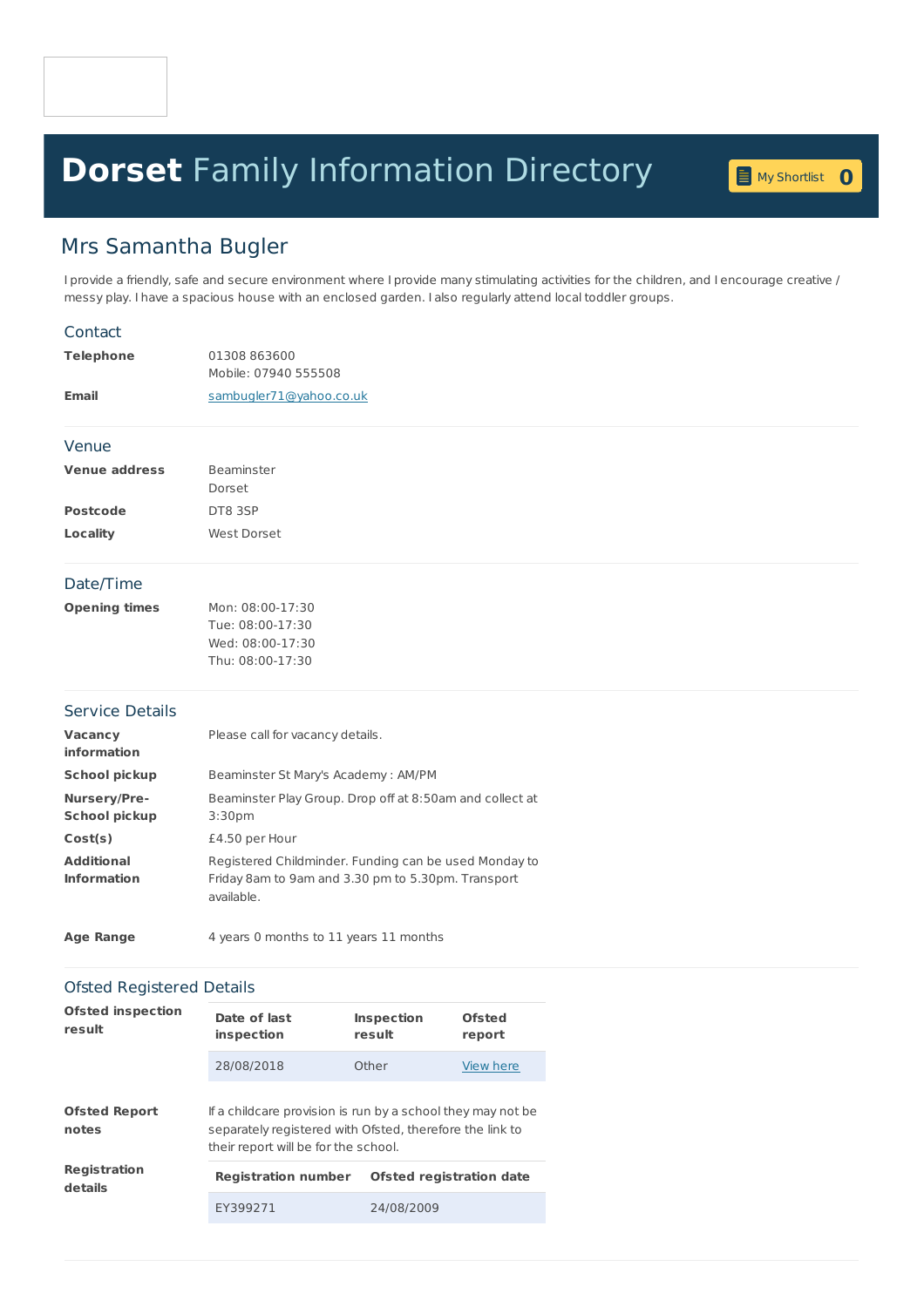# **Dorset** Family Information Directory

My Shortlist 0

## Mrs Samantha Bugler

I provide a friendly, safe and secure environment where I provide many stimulating activities for the children, and I encourage creative / messy play. I have a spacious house with an enclosed garden. I also regularly attend local toddler groups.

### Contact

**Telephone**
01308 863600
Mobile: 07940 555508

**Email**
sambugler71@yahoo.co.uk

### Venue

**Venue address**
Beaminster
Dorset

**Postcode**
DT8 3SP

**Locality**
West Dorset

### Date/Time

**Opening times**
Mon: 08:00-17:30
Tue: 08:00-17:30
Wed: 08:00-17:30
Thu: 08:00-17:30

### Service Details

**Vacancy information**
Please call for vacancy details.

**School pickup**
Beaminster St Mary's Academy : AM/PM

**Nursery/Pre-School pickup**
Beaminster Play Group. Drop off at 8:50am and collect at 3:30pm

**Cost(s)**
£4.50 per Hour

**Additional Information**
Registered Childminder. Funding can be used Monday to Friday 8am to 9am and 3.30 pm to 5.30pm. Transport available.

**Age Range**
4 years 0 months to 11 years 11 months

### Ofsted Registered Details

**Ofsted inspection result**

| Date of last inspection | Inspection result | Ofsted report |
|---|---|---|
| 28/08/2018 | Other | View here |

**Ofsted Report notes**
If a childcare provision is run by a school they may not be separately registered with Ofsted, therefore the link to their report will be for the school.

**Registration details**

| Registration number | Ofsted registration date |
|---|---|
| EY399271 | 24/08/2009 |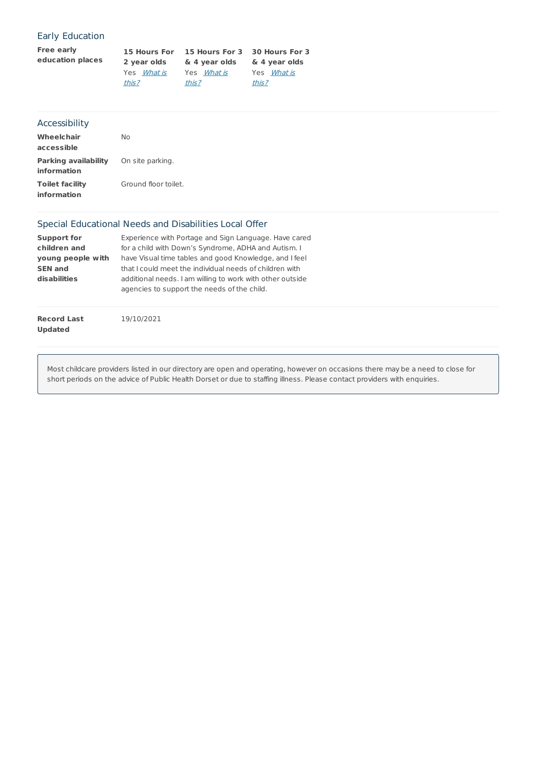## Early Education

| | | | |
|---|---|---|---|
| **Free early education places** | **15 Hours For 2 year olds**<br>Yes *What is this?* | **15 Hours For 3 & 4 year olds**<br>Yes *What is this?* | **30 Hours For 3 & 4 year olds**<br>Yes *What is this?* |

## Accessibility

| | |
|---|---|
| **Wheelchair accessible** | No |
| **Parking availability information** | On site parking. |
| **Toilet facility information** | Ground floor toilet. |

## Special Educational Needs and Disabilities Local Offer

| | |
|---|---|
| **Support for children and young people with SEN and disabilities** | Experience with Portage and Sign Language. Have cared for a child with Down's Syndrome, ADHA and Autism. I have Visual time tables and good Knowledge, and I feel that I could meet the individual needs of children with additional needs. I am willing to work with other outside agencies to support the needs of the child. |

| | |
|---|---|
| **Record Last Updated** | 19/10/2021 |

Most childcare providers listed in our directory are open and operating, however on occasions there may be a need to close for short periods on the advice of Public Health Dorset or due to staffing illness. Please contact providers with enquiries.